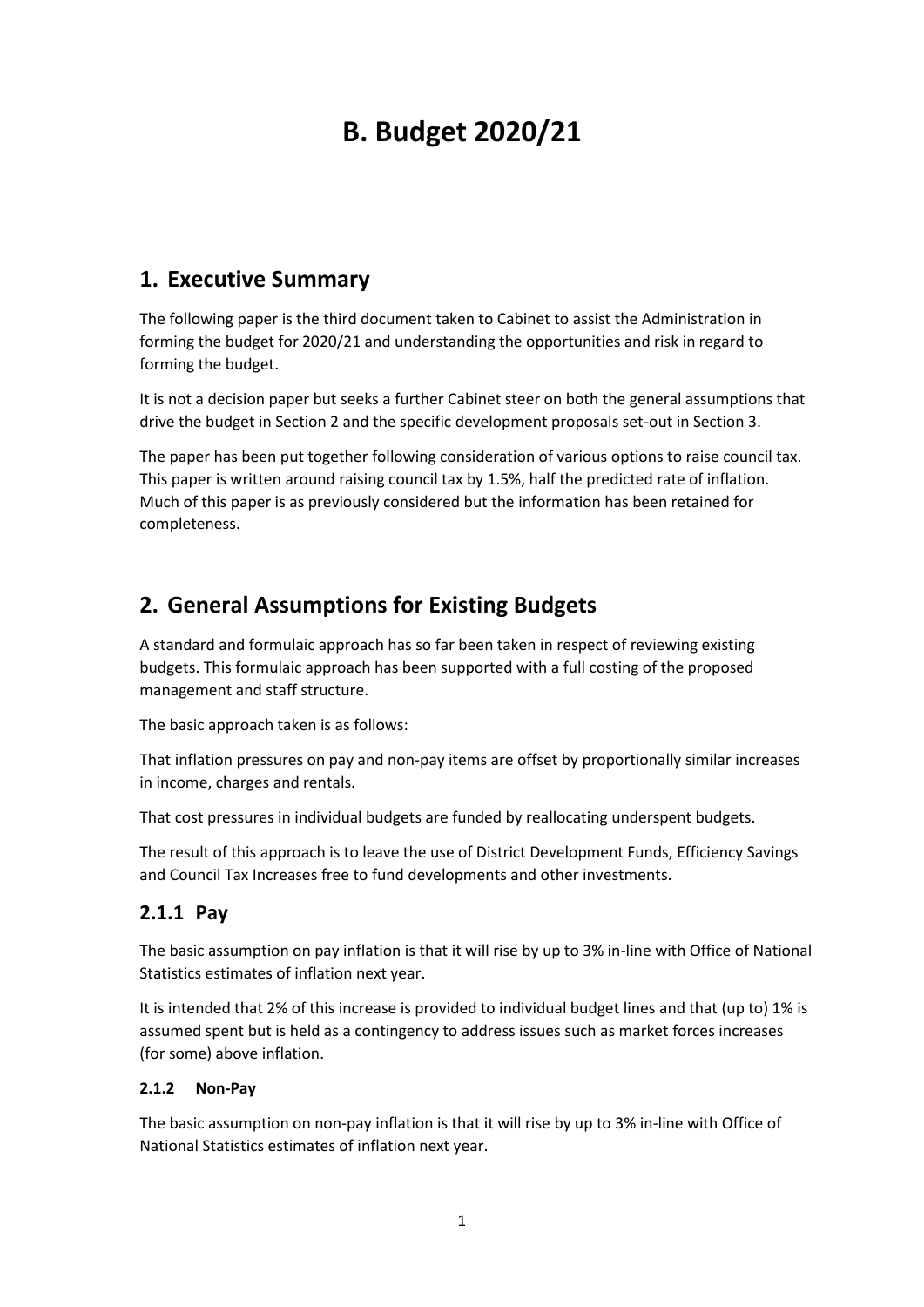# B. Budget 2020/21

## 1. Executive Summary

The following paper is the third document taken to Cabinet to assist the Administration in forming the budget for 2020/21 and understanding the opportunities and risk in regard to forming the budget.

It is not a decision paper but seeks a further Cabinet steer on both the general assumptions that drive the budget in Section 2 and the specific development proposals set-out in Section 3.

The paper has been put together following consideration of various options to raise council tax. This paper is written around raising council tax by 1.5%, half the predicted rate of inflation. Much of this paper is as previously considered but the information has been retained for completeness.

## 2. General Assumptions for Existing Budgets

A standard and formulaic approach has so far been taken in respect of reviewing existing budgets. This formulaic approach has been supported with a full costing of the proposed management and staff structure.

The basic approach taken is as follows:

That inflation pressures on pay and non-pay items are offset by proportionally similar increases in income, charges and rentals.

That cost pressures in individual budgets are funded by reallocating underspent budgets.

The result of this approach is to leave the use of District Development Funds, Efficiency Savings and Council Tax Increases free to fund developments and other investments.

### 2.1.1 Pay

The basic assumption on pay inflation is that it will rise by up to 3% in-line with Office of National Statistics estimates of inflation next year.

It is intended that 2% of this increase is provided to individual budget lines and that (up to) 1% is assumed spent but is held as a contingency to address issues such as market forces increases (for some) above inflation.

#### 2.1.2 Non-Pay

The basic assumption on non-pay inflation is that it will rise by up to 3% in-line with Office of National Statistics estimates of inflation next year.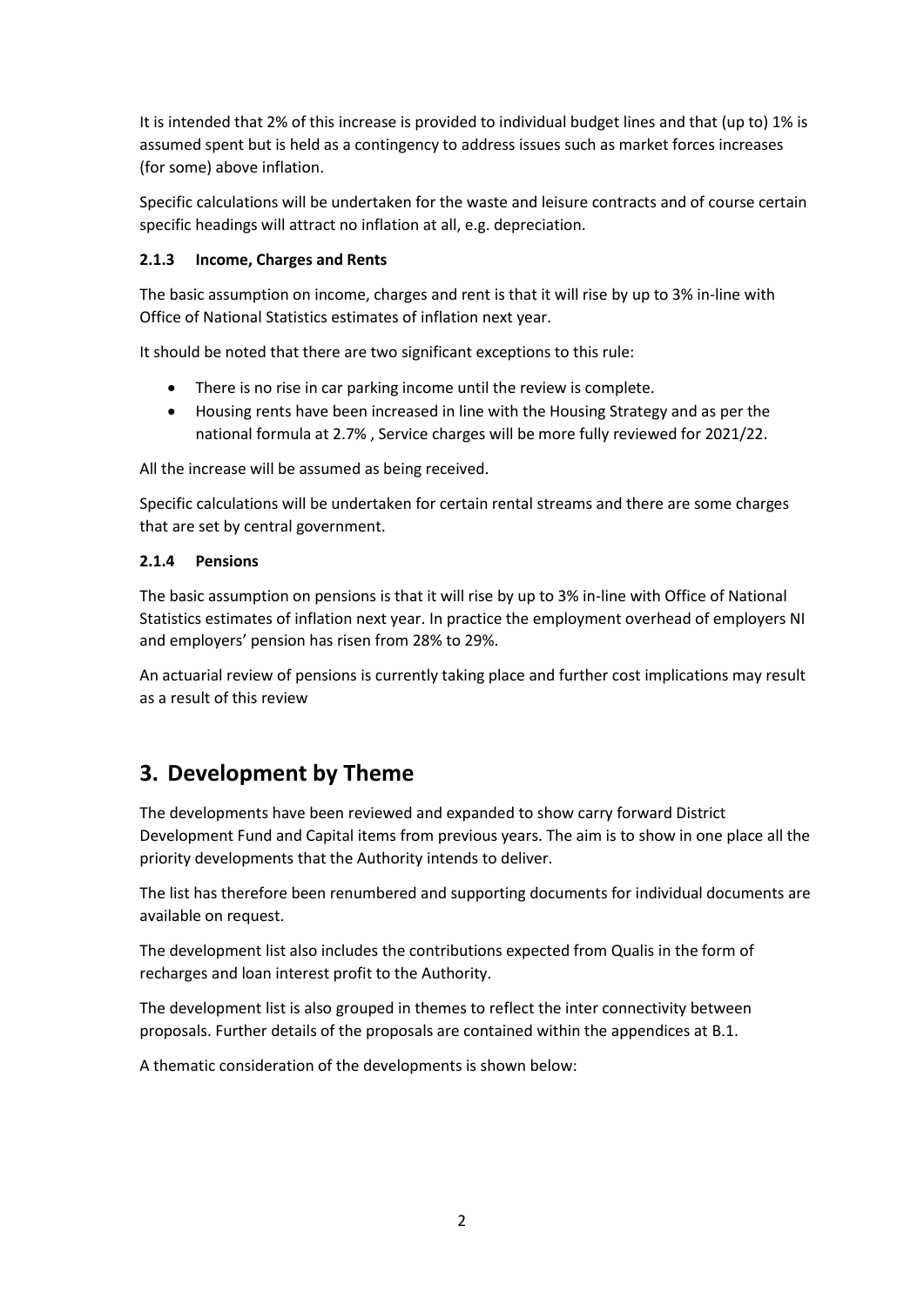It is intended that 2% of this increase is provided to individual budget lines and that (up to) 1% is assumed spent but is held as a contingency to address issues such as market forces increases (for some) above inflation.

Specific calculations will be undertaken for the waste and leisure contracts and of course certain specific headings will attract no inflation at all, e.g. depreciation.

### 2.1.3 Income, Charges and Rents

The basic assumption on income, charges and rent is that it will rise by up to 3% in-line with Office of National Statistics estimates of inflation next year.

It should be noted that there are two significant exceptions to this rule:

- There is no rise in car parking income until the review is complete.
- Housing rents have been increased in line with the Housing Strategy and as per the national formula at 2.7% , Service charges will be more fully reviewed for 2021/22.

All the increase will be assumed as being received.

Specific calculations will be undertaken for certain rental streams and there are some charges that are set by central government.

### 2.1.4 Pensions

The basic assumption on pensions is that it will rise by up to 3% in-line with Office of National Statistics estimates of inflation next year. In practice the employment overhead of employers NI and employers' pension has risen from 28% to 29%.

An actuarial review of pensions is currently taking place and further cost implications may result as a result of this review

## 3. Development by Theme

The developments have been reviewed and expanded to show carry forward District Development Fund and Capital items from previous years. The aim is to show in one place all the priority developments that the Authority intends to deliver.

The list has therefore been renumbered and supporting documents for individual documents are available on request.

The development list also includes the contributions expected from Qualis in the form of recharges and loan interest profit to the Authority.

The development list is also grouped in themes to reflect the inter connectivity between proposals. Further details of the proposals are contained within the appendices at B.1.

A thematic consideration of the developments is shown below: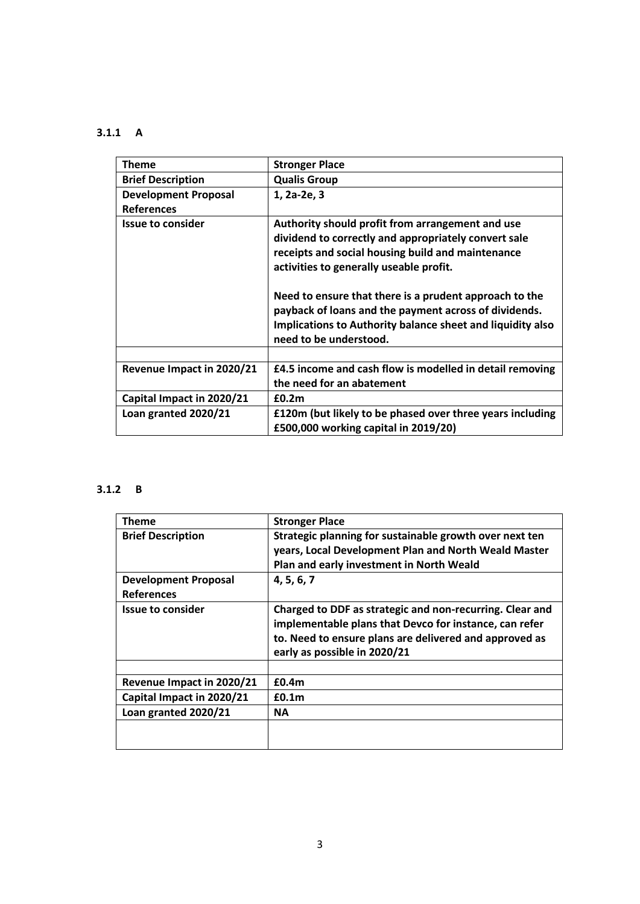### 3.1.1 A

| Theme | Stronger Place |
|---|---|
| **Brief Description** | **Qualis Group** |
| **Development Proposal References** | **1, 2a-2e, 3** |
| **Issue to consider** | **Authority should profit from arrangement and use dividend to correctly and appropriately convert sale receipts and social housing build and maintenance activities to generally useable profit.**<br><br>**Need to ensure that there is a prudent approach to the payback of loans and the payment across of dividends. Implications to Authority balance sheet and liquidity also need to be understood.** |
| | |
| **Revenue Impact in 2020/21** | **£4.5 income and cash flow is modelled in detail removing the need for an abatement** |
| **Capital Impact in 2020/21** | **£0.2m** |
| **Loan granted 2020/21** | **£120m (but likely to be phased over three years including £500,000 working capital in 2019/20)** |

### 3.1.2 B

| Theme | Stronger Place |
|---|---|
| **Brief Description** | **Strategic planning for sustainable growth over next ten years, Local Development Plan and North Weald Master Plan and early investment in North Weald** |
| **Development Proposal References** | **4, 5, 6, 7** |
| **Issue to consider** | **Charged to DDF as strategic and non-recurring. Clear and implementable plans that Devco for instance, can refer to. Need to ensure plans are delivered and approved as early as possible in 2020/21** |
| | |
| **Revenue Impact in 2020/21** | **£0.4m** |
| **Capital Impact in 2020/21** | **£0.1m** |
| **Loan granted 2020/21** | **NA** |
| | |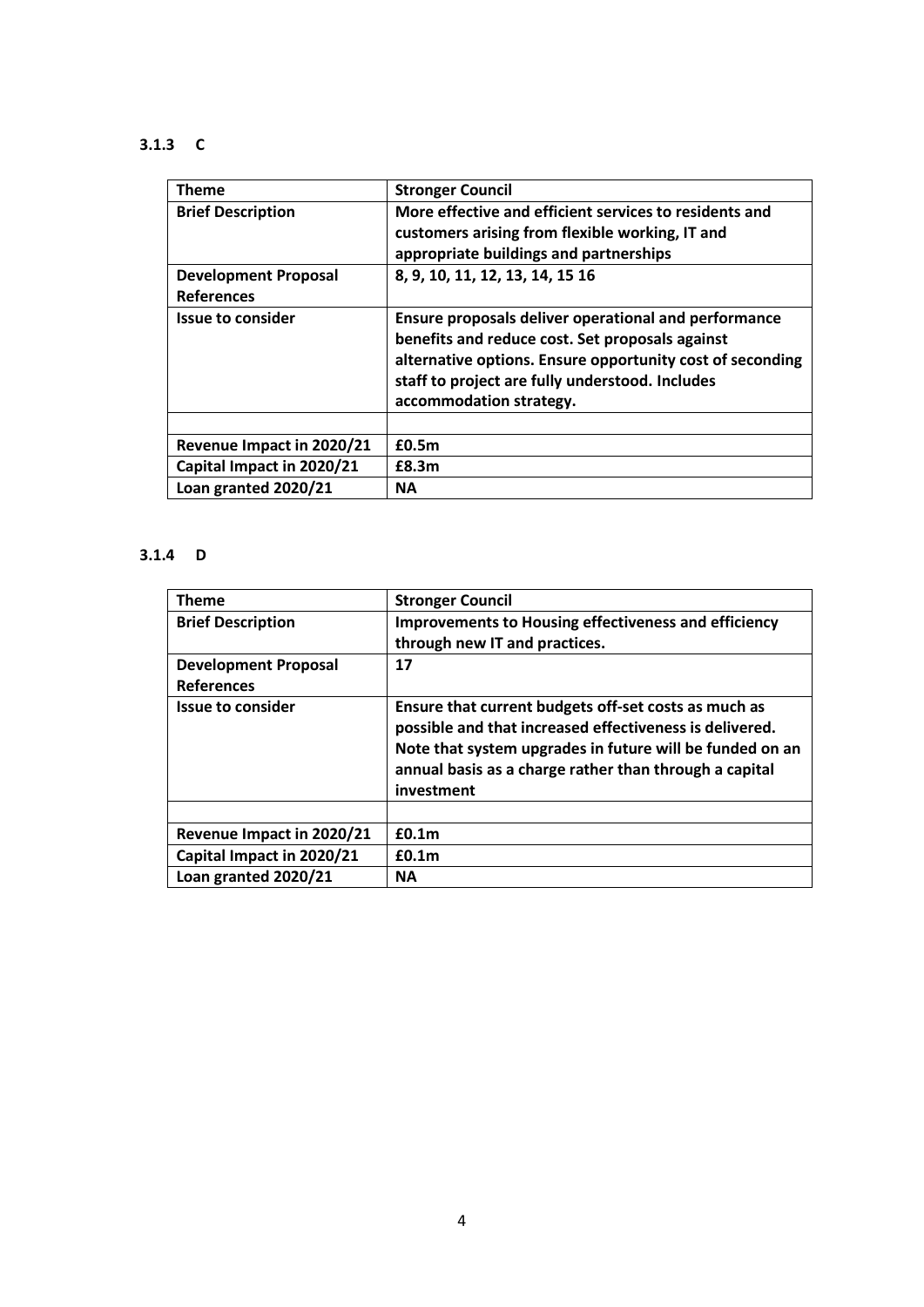### 3.1.3 C

| **Theme** | **Stronger Council** |
|---|---|
| **Brief Description** | **More effective and efficient services to residents and customers arising from flexible working, IT and appropriate buildings and partnerships** |
| **Development Proposal References** | **8, 9, 10, 11, 12, 13, 14, 15 16** |
| **Issue to consider** | **Ensure proposals deliver operational and performance benefits and reduce cost. Set proposals against alternative options. Ensure opportunity cost of seconding staff to project are fully understood. Includes accommodation strategy.** |
| | |
| **Revenue Impact in 2020/21** | **£0.5m** |
| **Capital Impact in 2020/21** | **£8.3m** |
| **Loan granted 2020/21** | **NA** |

### 3.1.4 D

| **Theme** | **Stronger Council** |
|---|---|
| **Brief Description** | **Improvements to Housing effectiveness and efficiency through new IT and practices.** |
| **Development Proposal References** | **17** |
| **Issue to consider** | **Ensure that current budgets off-set costs as much as possible and that increased effectiveness is delivered. Note that system upgrades in future will be funded on an annual basis as a charge rather than through a capital investment** |
| | |
| **Revenue Impact in 2020/21** | **£0.1m** |
| **Capital Impact in 2020/21** | **£0.1m** |
| **Loan granted 2020/21** | **NA** |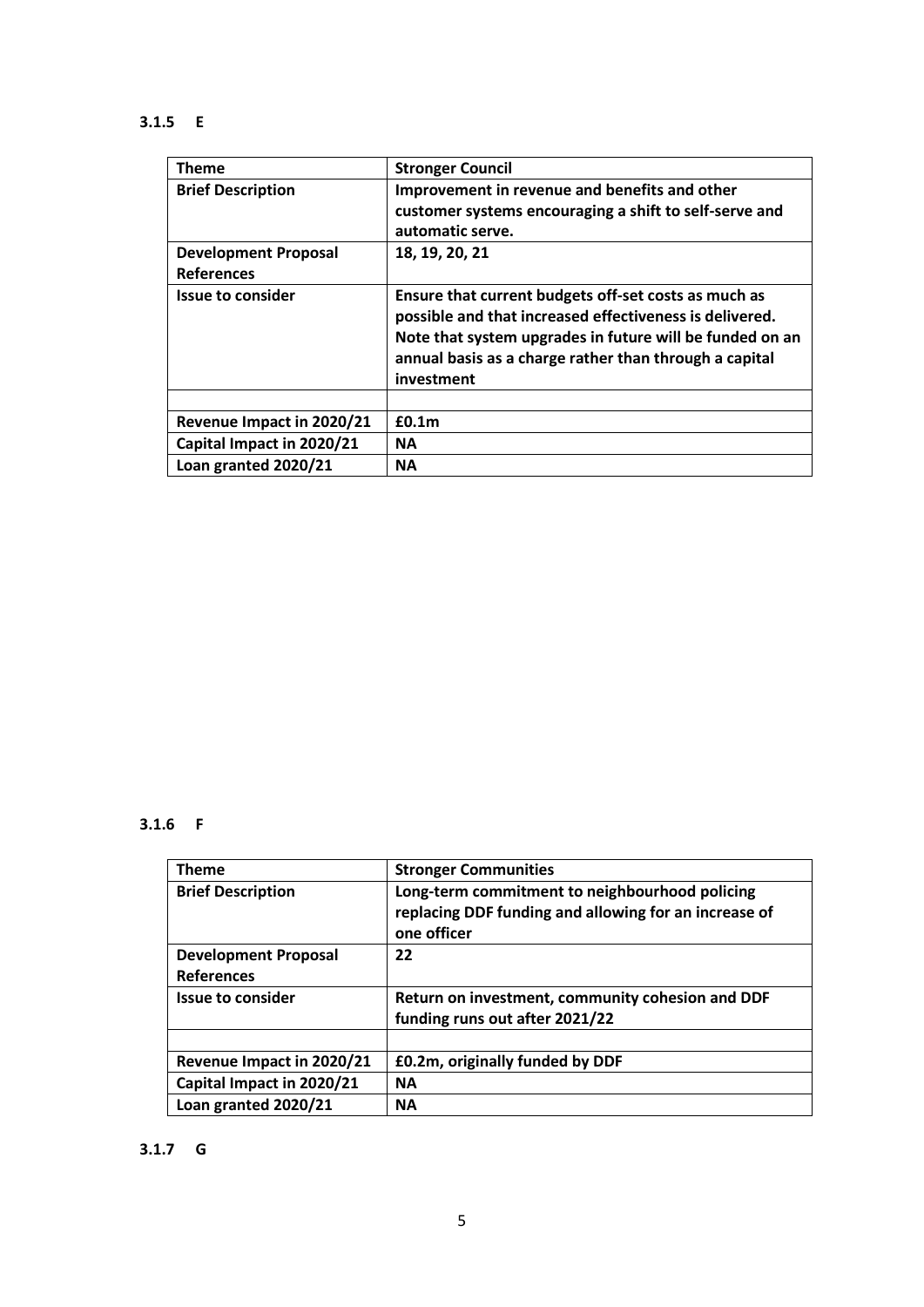### 3.1.5 E

| Theme | Stronger Council |
|---|---|
| Brief Description | Improvement in revenue and benefits and other customer systems encouraging a shift to self-serve and automatic serve. |
| Development Proposal References | 18, 19, 20, 21 |
| Issue to consider | Ensure that current budgets off-set costs as much as possible and that increased effectiveness is delivered. Note that system upgrades in future will be funded on an annual basis as a charge rather than through a capital investment |
| | |
| Revenue Impact in 2020/21 | £0.1m |
| Capital Impact in 2020/21 | NA |
| Loan granted 2020/21 | NA |

### 3.1.6 F

| Theme | Stronger Communities |
|---|---|
| Brief Description | Long-term commitment to neighbourhood policing replacing DDF funding and allowing for an increase of one officer |
| Development Proposal References | 22 |
| Issue to consider | Return on investment, community cohesion and DDF funding runs out after 2021/22 |
| | |
| Revenue Impact in 2020/21 | £0.2m, originally funded by DDF |
| Capital Impact in 2020/21 | NA |
| Loan granted 2020/21 | NA |

### 3.1.7 G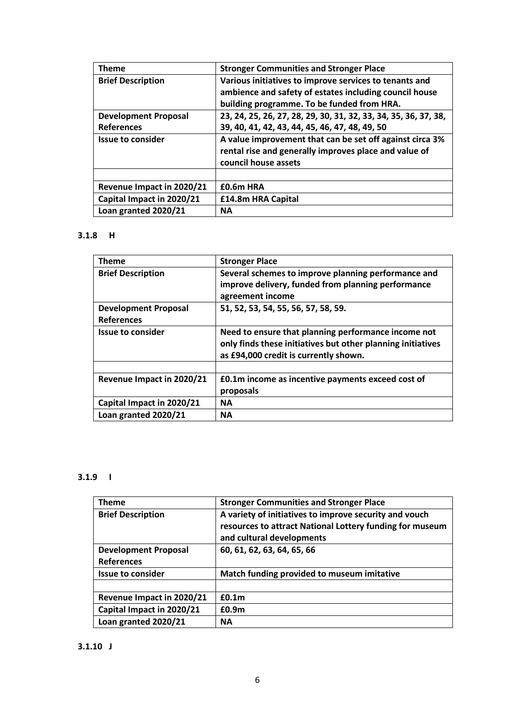| **Theme** | **Stronger Communities and Stronger Place** |
|---|---|
| **Brief Description** | **Various initiatives to improve services to tenants and ambience and safety of estates including council house building programme. To be funded from HRA.** |
| **Development Proposal References** | **23, 24, 25, 26, 27, 28, 29, 30, 31, 32, 33, 34, 35, 36, 37, 38, 39, 40, 41, 42, 43, 44, 45, 46, 47, 48, 49, 50** |
| **Issue to consider** | **A value improvement that can be set off against circa 3% rental rise and generally improves place and value of council house assets** |
| | |
| **Revenue Impact in 2020/21** | **£0.6m HRA** |
| **Capital Impact in 2020/21** | **£14.8m HRA Capital** |
| **Loan granted 2020/21** | **NA** |

### 3.1.8 H

| **Theme** | **Stronger Place** |
|---|---|
| **Brief Description** | **Several schemes to improve planning performance and improve delivery, funded from planning performance agreement income** |
| **Development Proposal References** | **51, 52, 53, 54, 55, 56, 57, 58, 59.** |
| **Issue to consider** | **Need to ensure that planning performance income not only finds these initiatives but other planning initiatives as £94,000 credit is currently shown.** |
| | |
| **Revenue Impact in 2020/21** | **£0.1m income as incentive payments exceed cost of proposals** |
| **Capital Impact in 2020/21** | **NA** |
| **Loan granted 2020/21** | **NA** |

### 3.1.9 I

| **Theme** | **Stronger Communities and Stronger Place** |
|---|---|
| **Brief Description** | **A variety of initiatives to improve security and vouch resources to attract National Lottery funding for museum and cultural developments** |
| **Development Proposal References** | **60, 61, 62, 63, 64, 65, 66** |
| **Issue to consider** | **Match funding provided to museum imitative** |
| | |
| **Revenue Impact in 2020/21** | **£0.1m** |
| **Capital Impact in 2020/21** | **£0.9m** |
| **Loan granted 2020/21** | **NA** |

### 3.1.10 J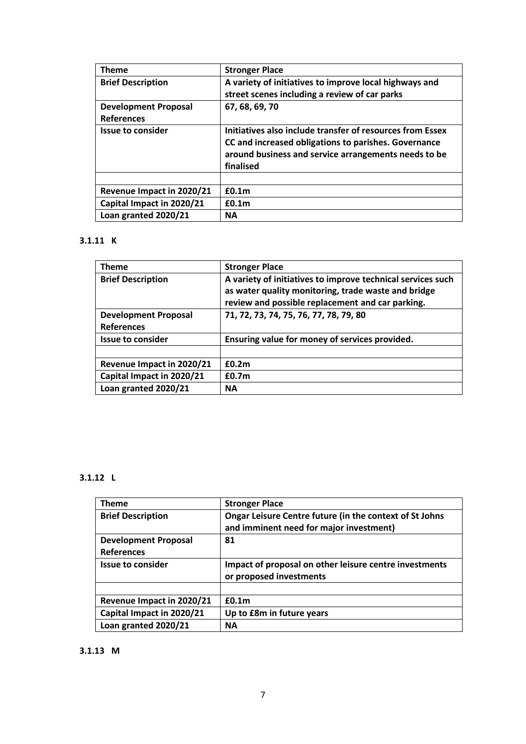| Theme | Stronger Place |
|---|---|
| Brief Description | A variety of initiatives to improve local highways and street scenes including a review of car parks |
| Development Proposal References | 67, 68, 69, 70 |
| Issue to consider | Initiatives also include transfer of resources from Essex CC and increased obligations to parishes. Governance around business and service arrangements needs to be finalised |
| | |
| Revenue Impact in 2020/21 | £0.1m |
| Capital Impact in 2020/21 | £0.1m |
| Loan granted 2020/21 | NA |

### 3.1.11 K

| Theme | Stronger Place |
|---|---|
| Brief Description | A variety of initiatives to improve technical services such as water quality monitoring, trade waste and bridge review and possible replacement and car parking. |
| Development Proposal References | 71, 72, 73, 74, 75, 76, 77, 78, 79, 80 |
| Issue to consider | Ensuring value for money of services provided. |
| | |
| Revenue Impact in 2020/21 | £0.2m |
| Capital Impact in 2020/21 | £0.7m |
| Loan granted 2020/21 | NA |

### 3.1.12 L

| Theme | Stronger Place |
|---|---|
| Brief Description | Ongar Leisure Centre future (in the context of St Johns and imminent need for major investment) |
| Development Proposal References | 81 |
| Issue to consider | Impact of proposal on other leisure centre investments or proposed investments |
| | |
| Revenue Impact in 2020/21 | £0.1m |
| Capital Impact in 2020/21 | Up to £8m in future years |
| Loan granted 2020/21 | NA |

### 3.1.13 M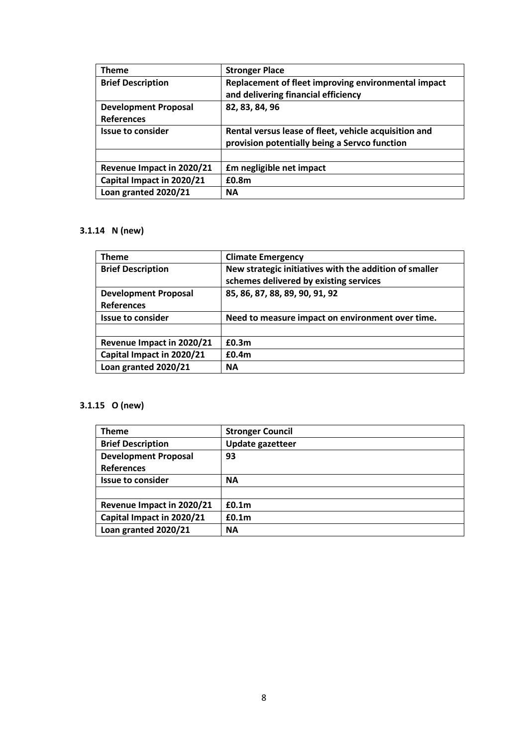| **Theme** | **Stronger Place** |
|---|---|
| **Brief Description** | **Replacement of fleet improving environmental impact and delivering financial efficiency** |
| **Development Proposal References** | **82, 83, 84, 96** |
| **Issue to consider** | **Rental versus lease of fleet, vehicle acquisition and provision potentially being a Servco function** |
| | |
| **Revenue Impact in 2020/21** | **£m negligible net impact** |
| **Capital Impact in 2020/21** | **£0.8m** |
| **Loan granted 2020/21** | **NA** |

### 3.1.14 N (new)

| **Theme** | **Climate Emergency** |
|---|---|
| **Brief Description** | **New strategic initiatives with the addition of smaller schemes delivered by existing services** |
| **Development Proposal References** | **85, 86, 87, 88, 89, 90, 91, 92** |
| **Issue to consider** | **Need to measure impact on environment over time.** |
| | |
| **Revenue Impact in 2020/21** | **£0.3m** |
| **Capital Impact in 2020/21** | **£0.4m** |
| **Loan granted 2020/21** | **NA** |

### 3.1.15 O (new)

| **Theme** | **Stronger Council** |
|---|---|
| **Brief Description** | **Update gazetteer** |
| **Development Proposal References** | **93** |
| **Issue to consider** | **NA** |
| | |
| **Revenue Impact in 2020/21** | **£0.1m** |
| **Capital Impact in 2020/21** | **£0.1m** |
| **Loan granted 2020/21** | **NA** |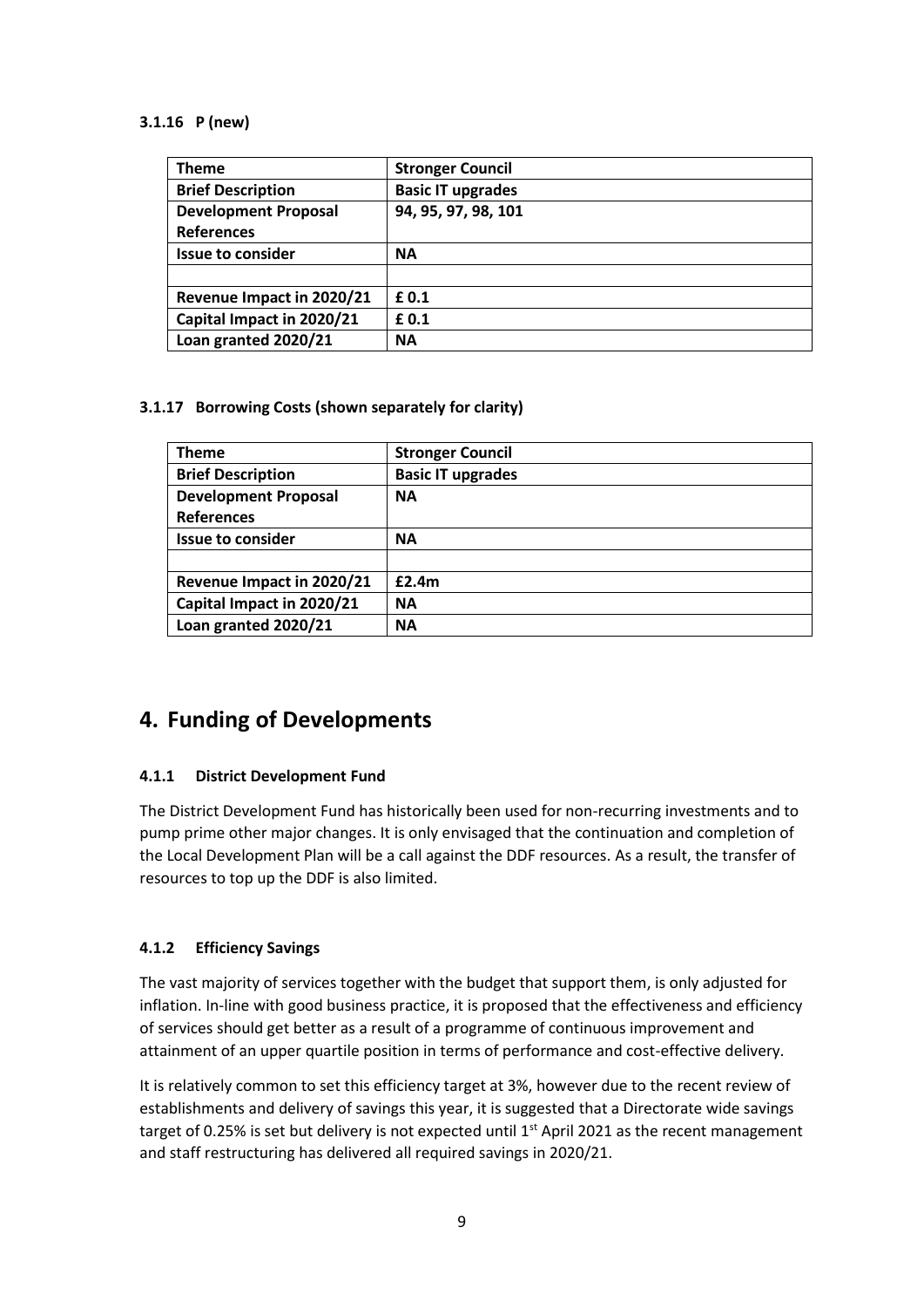#### 3.1.16 P (new)

| **Theme** | **Stronger Council** |
|---|---|
| **Brief Description** | **Basic IT upgrades** |
| **Development Proposal References** | **94, 95, 97, 98, 101** |
| **Issue to consider** | **NA** |
| | |
| **Revenue Impact in 2020/21** | **£ 0.1** |
| **Capital Impact in 2020/21** | **£ 0.1** |
| **Loan granted 2020/21** | **NA** |

#### 3.1.17 Borrowing Costs (shown separately for clarity)

| **Theme** | **Stronger Council** |
|---|---|
| **Brief Description** | **Basic IT upgrades** |
| **Development Proposal References** | **NA** |
| **Issue to consider** | **NA** |
| | |
| **Revenue Impact in 2020/21** | **£2.4m** |
| **Capital Impact in 2020/21** | **NA** |
| **Loan granted 2020/21** | **NA** |

## 4. Funding of Developments

#### 4.1.1 District Development Fund

The District Development Fund has historically been used for non-recurring investments and to pump prime other major changes. It is only envisaged that the continuation and completion of the Local Development Plan will be a call against the DDF resources. As a result, the transfer of resources to top up the DDF is also limited.

#### 4.1.2 Efficiency Savings

The vast majority of services together with the budget that support them, is only adjusted for inflation. In-line with good business practice, it is proposed that the effectiveness and efficiency of services should get better as a result of a programme of continuous improvement and attainment of an upper quartile position in terms of performance and cost-effective delivery.

It is relatively common to set this efficiency target at 3%, however due to the recent review of establishments and delivery of savings this year, it is suggested that a Directorate wide savings target of 0.25% is set but delivery is not expected until 1st April 2021 as the recent management and staff restructuring has delivered all required savings in 2020/21.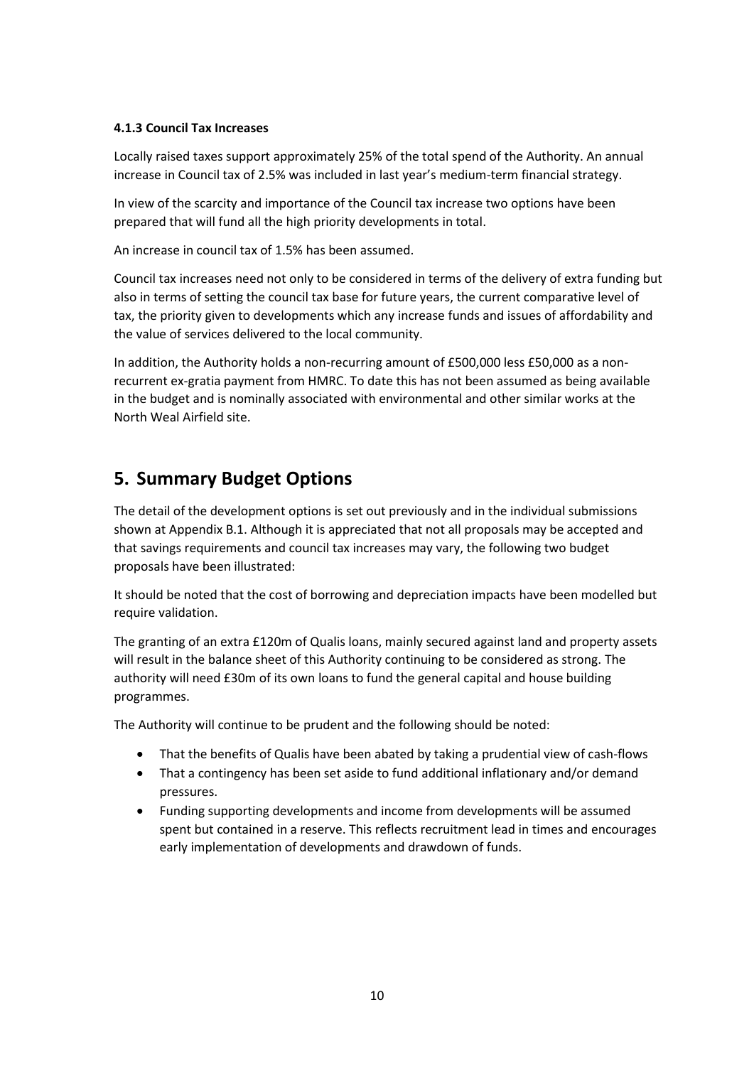#### 4.1.3 Council Tax Increases

Locally raised taxes support approximately 25% of the total spend of the Authority. An annual increase in Council tax of 2.5% was included in last year's medium-term financial strategy.

In view of the scarcity and importance of the Council tax increase two options have been prepared that will fund all the high priority developments in total.

An increase in council tax of 1.5% has been assumed.

Council tax increases need not only to be considered in terms of the delivery of extra funding but also in terms of setting the council tax base for future years, the current comparative level of tax, the priority given to developments which any increase funds and issues of affordability and the value of services delivered to the local community.

In addition, the Authority holds a non-recurring amount of £500,000 less £50,000 as a non-recurrent ex-gratia payment from HMRC. To date this has not been assumed as being available in the budget and is nominally associated with environmental and other similar works at the North Weal Airfield site.

## 5. Summary Budget Options

The detail of the development options is set out previously and in the individual submissions shown at Appendix B.1. Although it is appreciated that not all proposals may be accepted and that savings requirements and council tax increases may vary, the following two budget proposals have been illustrated:

It should be noted that the cost of borrowing and depreciation impacts have been modelled but require validation.

The granting of an extra £120m of Qualis loans, mainly secured against land and property assets will result in the balance sheet of this Authority continuing to be considered as strong. The authority will need £30m of its own loans to fund the general capital and house building programmes.

The Authority will continue to be prudent and the following should be noted:

- That the benefits of Qualis have been abated by taking a prudential view of cash-flows
- That a contingency has been set aside to fund additional inflationary and/or demand pressures.
- Funding supporting developments and income from developments will be assumed spent but contained in a reserve. This reflects recruitment lead in times and encourages early implementation of developments and drawdown of funds.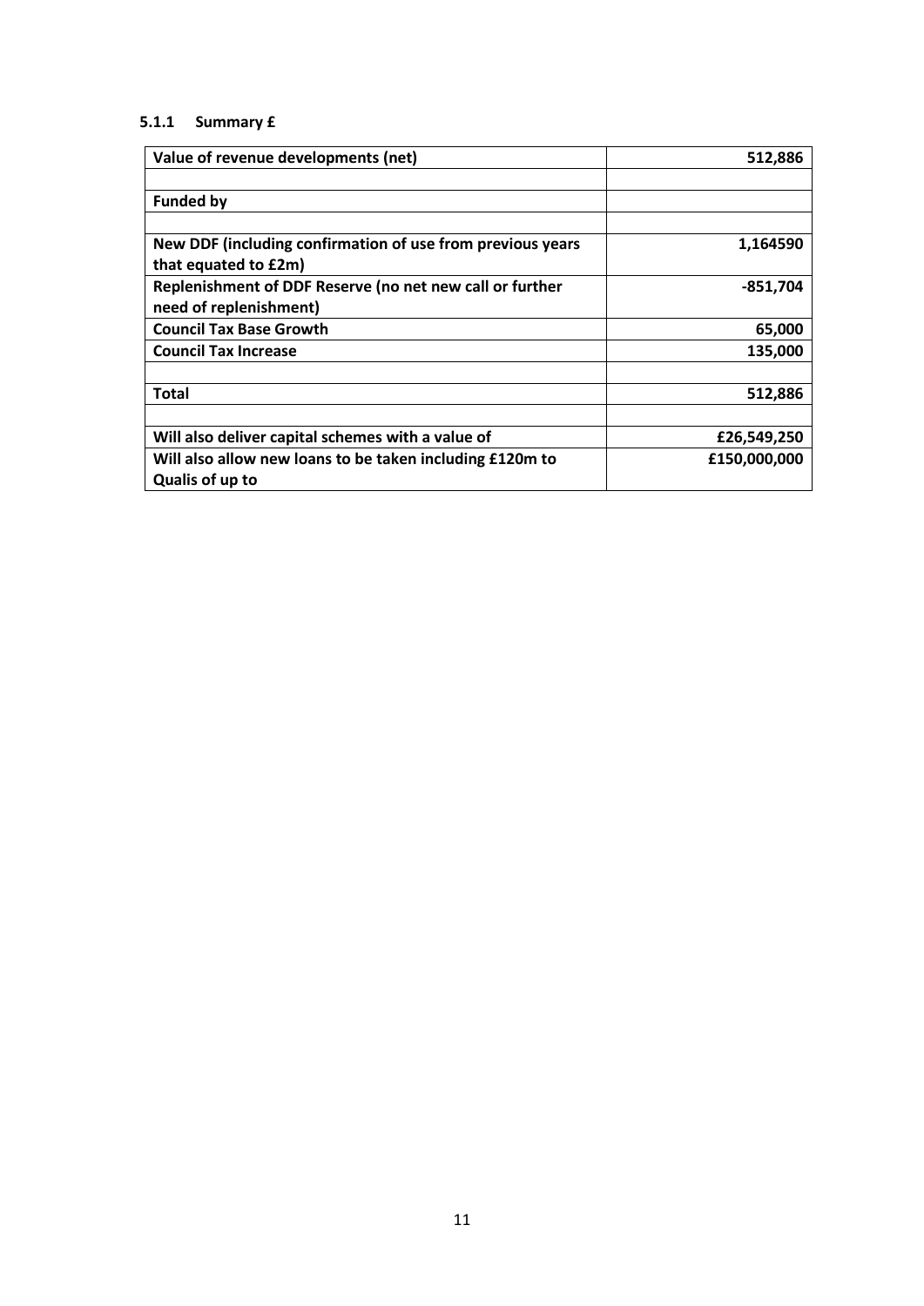### 5.1.1 Summary £

| | |
|---|---|
| **Value of revenue developments (net)** | **512,886** |
| | |
| **Funded by** | |
| | |
| **New DDF (including confirmation of use from previous years that equated to £2m)** | **1,164590** |
| **Replenishment of DDF Reserve (no net new call or further need of replenishment)** | **-851,704** |
| **Council Tax Base Growth** | **65,000** |
| **Council Tax Increase** | **135,000** |
| | |
| **Total** | **512,886** |
| | |
| **Will also deliver capital schemes with a value of** | **£26,549,250** |
| **Will also allow new loans to be taken including £120m to Qualis of up to** | **£150,000,000** |